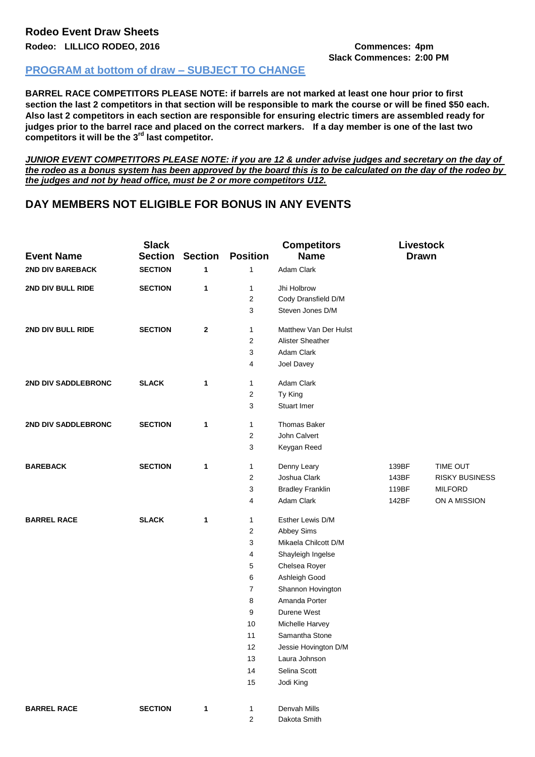## Rodeo Event Draw Sheets

**Rodeo: LILLICO RODEO, 2016**

**Commences: 4pm**
**Slack Commences: 2:00 PM**

**PROGRAM at bottom of draw – SUBJECT TO CHANGE**

**BARREL RACE COMPETITORS PLEASE NOTE: if barrels are not marked at least one hour prior to first section the last 2 competitors in that section will be responsible to mark the course or will be fined $50 each. Also last 2 competitors in each section are responsible for ensuring electric timers are assembled ready for judges prior to the barrel race and placed on the correct markers. If a day member is one of the last two competitors it will be the 3rd last competitor.**

***JUNIOR EVENT COMPETITORS PLEASE NOTE: if you are 12 & under advise judges and secretary on the day of the rodeo as a bonus system has been approved by the board this is to be calculated on the day of the rodeo by the judges and not by head office, must be 2 or more competitors U12.***

## DAY MEMBERS NOT ELIGIBLE FOR BONUS IN ANY EVENTS

| Event Name | Slack Section | Section | Position | Competitors Name | Livestock Drawn | |
|---|---|---|---|---|---|---|
| **2ND DIV BAREBACK** | **SECTION** | **1** | 1 | Adam Clark | | |
| **2ND DIV BULL RIDE** | **SECTION** | **1** | 1 | Jhi Holbrow | | |
| | | | 2 | Cody Dransfield D/M | | |
| | | | 3 | Steven Jones D/M | | |
| **2ND DIV BULL RIDE** | **SECTION** | **2** | 1 | Matthew Van Der Hulst | | |
| | | | 2 | Alister Sheather | | |
| | | | 3 | Adam Clark | | |
| | | | 4 | Joel Davey | | |
| **2ND DIV SADDLEBRONC** | **SLACK** | **1** | 1 | Adam Clark | | |
| | | | 2 | Ty King | | |
| | | | 3 | Stuart Imer | | |
| **2ND DIV SADDLEBRONC** | **SECTION** | **1** | 1 | Thomas Baker | | |
| | | | 2 | John Calvert | | |
| | | | 3 | Keygan Reed | | |
| **BAREBACK** | **SECTION** | **1** | 1 | Denny Leary | 139BF | TIME OUT |
| | | | 2 | Joshua Clark | 143BF | RISKY BUSINESS |
| | | | 3 | Bradley Franklin | 119BF | MILFORD |
| | | | 4 | Adam Clark | 142BF | ON A MISSION |
| **BARREL RACE** | **SLACK** | **1** | 1 | Esther Lewis D/M | | |
| | | | 2 | Abbey Sims | | |
| | | | 3 | Mikaela Chilcott D/M | | |
| | | | 4 | Shayleigh Ingelse | | |
| | | | 5 | Chelsea Royer | | |
| | | | 6 | Ashleigh Good | | |
| | | | 7 | Shannon Hovington | | |
| | | | 8 | Amanda Porter | | |
| | | | 9 | Durene West | | |
| | | | 10 | Michelle Harvey | | |
| | | | 11 | Samantha Stone | | |
| | | | 12 | Jessie Hovington D/M | | |
| | | | 13 | Laura Johnson | | |
| | | | 14 | Selina Scott | | |
| | | | 15 | Jodi King | | |
| **BARREL RACE** | **SECTION** | **1** | 1 | Denvah Mills | | |
| | | | 2 | Dakota Smith | | |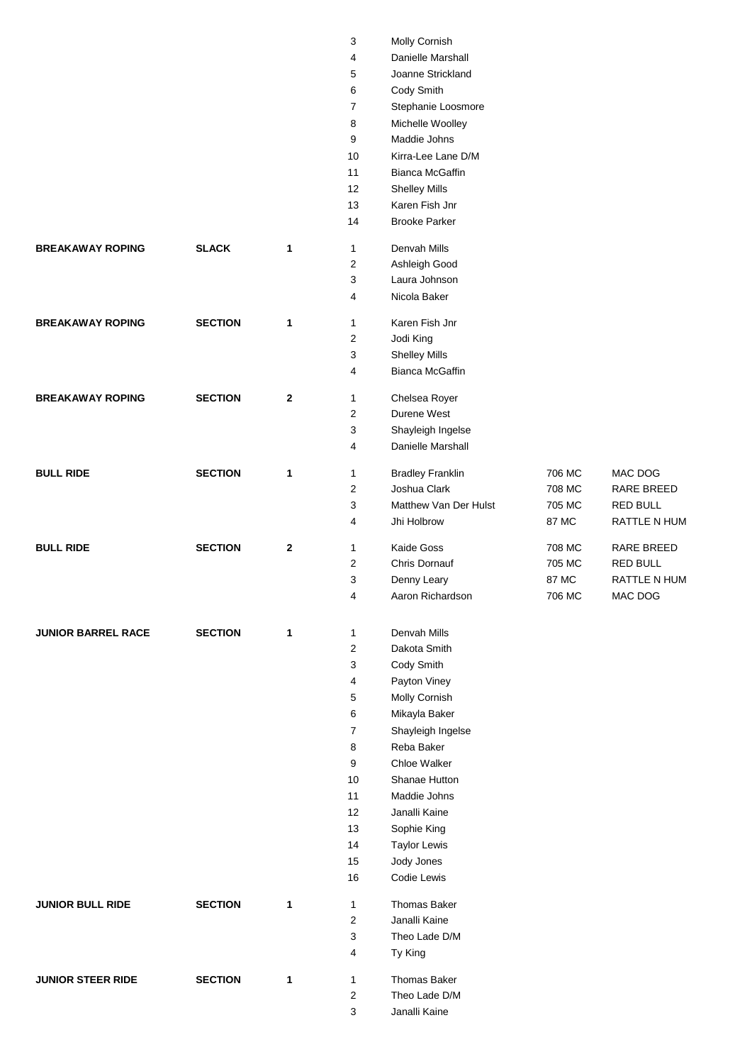| | | | | | | |
|---|---|---|---|---|---|---|
| | | | 3 | Molly Cornish | | |
| | | | 4 | Danielle Marshall | | |
| | | | 5 | Joanne Strickland | | |
| | | | 6 | Cody Smith | | |
| | | | 7 | Stephanie Loosmore | | |
| | | | 8 | Michelle Woolley | | |
| | | | 9 | Maddie Johns | | |
| | | | 10 | Kirra-Lee Lane D/M | | |
| | | | 11 | Bianca McGaffin | | |
| | | | 12 | Shelley Mills | | |
| | | | 13 | Karen Fish Jnr | | |
| | | | 14 | Brooke Parker | | |
| **BREAKAWAY ROPING** | **SLACK** | **1** | 1 | Denvah Mills | | |
| | | | 2 | Ashleigh Good | | |
| | | | 3 | Laura Johnson | | |
| | | | 4 | Nicola Baker | | |
| **BREAKAWAY ROPING** | **SECTION** | **1** | 1 | Karen Fish Jnr | | |
| | | | 2 | Jodi King | | |
| | | | 3 | Shelley Mills | | |
| | | | 4 | Bianca McGaffin | | |
| **BREAKAWAY ROPING** | **SECTION** | **2** | 1 | Chelsea Royer | | |
| | | | 2 | Durene West | | |
| | | | 3 | Shayleigh Ingelse | | |
| | | | 4 | Danielle Marshall | | |
| **BULL RIDE** | **SECTION** | **1** | 1 | Bradley Franklin | 706 MC | MAC DOG |
| | | | 2 | Joshua Clark | 708 MC | RARE BREED |
| | | | 3 | Matthew Van Der Hulst | 705 MC | RED BULL |
| | | | 4 | Jhi Holbrow | 87 MC | RATTLE N HUM |
| **BULL RIDE** | **SECTION** | **2** | 1 | Kaide Goss | 708 MC | RARE BREED |
| | | | 2 | Chris Dornauf | 705 MC | RED BULL |
| | | | 3 | Denny Leary | 87 MC | RATTLE N HUM |
| | | | 4 | Aaron Richardson | 706 MC | MAC DOG |
| **JUNIOR BARREL RACE** | **SECTION** | **1** | 1 | Denvah Mills | | |
| | | | 2 | Dakota Smith | | |
| | | | 3 | Cody Smith | | |
| | | | 4 | Payton Viney | | |
| | | | 5 | Molly Cornish | | |
| | | | 6 | Mikayla Baker | | |
| | | | 7 | Shayleigh Ingelse | | |
| | | | 8 | Reba Baker | | |
| | | | 9 | Chloe Walker | | |
| | | | 10 | Shanae Hutton | | |
| | | | 11 | Maddie Johns | | |
| | | | 12 | Janalli Kaine | | |
| | | | 13 | Sophie King | | |
| | | | 14 | Taylor Lewis | | |
| | | | 15 | Jody Jones | | |
| | | | 16 | Codie Lewis | | |
| **JUNIOR BULL RIDE** | **SECTION** | **1** | 1 | Thomas Baker | | |
| | | | 2 | Janalli Kaine | | |
| | | | 3 | Theo Lade D/M | | |
| | | | 4 | Ty King | | |
| **JUNIOR STEER RIDE** | **SECTION** | **1** | 1 | Thomas Baker | | |
| | | | 2 | Theo Lade D/M | | |
| | | | 3 | Janalli Kaine | | |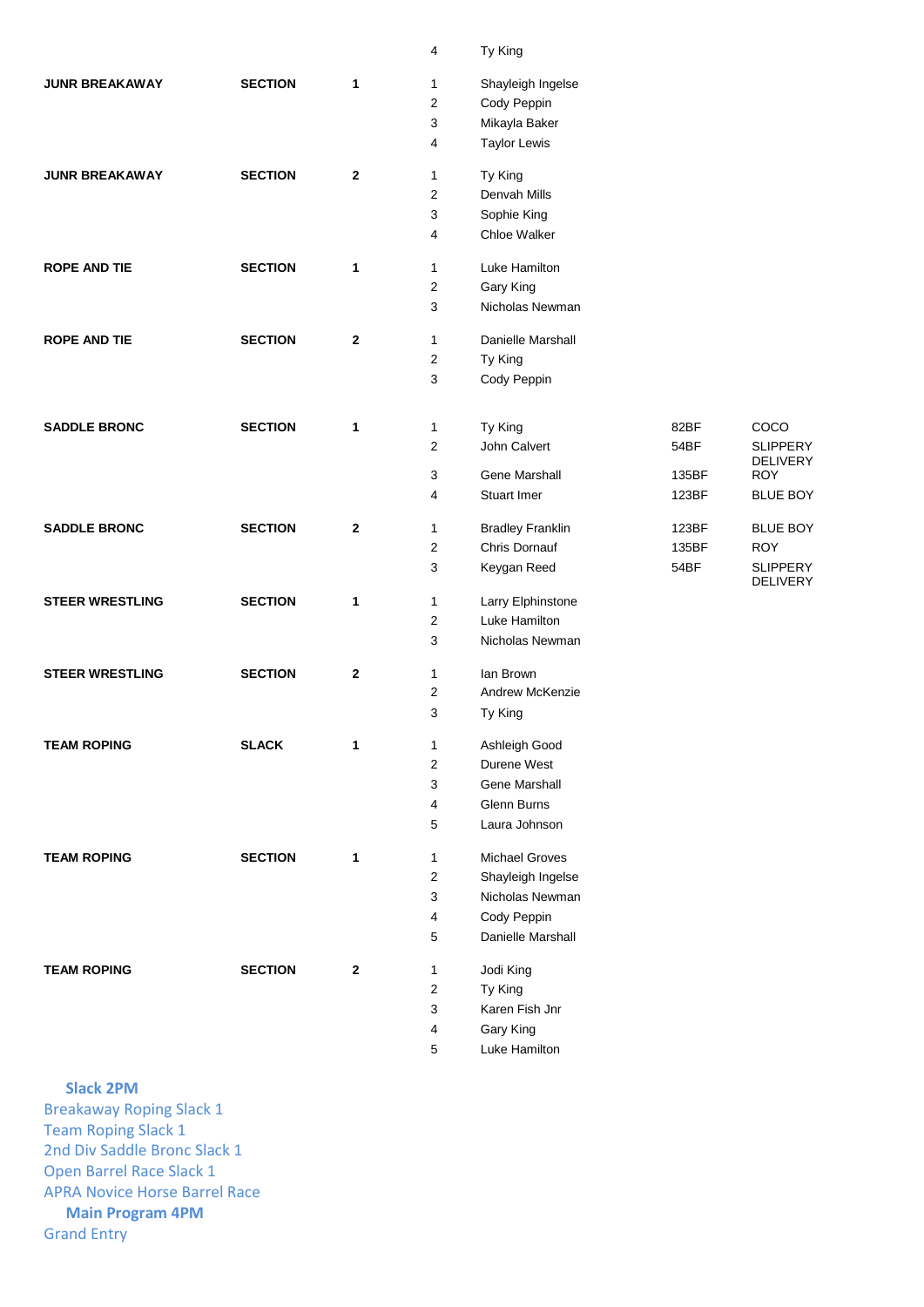| | | | | | | |
|---|---|---|---|---|---|---|
| | | | 4 | Ty King | | |
| **JUNR BREAKAWAY** | **SECTION** | **1** | 1 | Shayleigh Ingelse | | |
| | | | 2 | Cody Peppin | | |
| | | | 3 | Mikayla Baker | | |
| | | | 4 | Taylor Lewis | | |
| **JUNR BREAKAWAY** | **SECTION** | **2** | 1 | Ty King | | |
| | | | 2 | Denvah Mills | | |
| | | | 3 | Sophie King | | |
| | | | 4 | Chloe Walker | | |
| **ROPE AND TIE** | **SECTION** | **1** | 1 | Luke Hamilton | | |
| | | | 2 | Gary King | | |
| | | | 3 | Nicholas Newman | | |
| **ROPE AND TIE** | **SECTION** | **2** | 1 | Danielle Marshall | | |
| | | | 2 | Ty King | | |
| | | | 3 | Cody Peppin | | |
| **SADDLE BRONC** | **SECTION** | **1** | 1 | Ty King | 82BF | COCO |
| | | | 2 | John Calvert | 54BF | SLIPPERY DELIVERY |
| | | | 3 | Gene Marshall | 135BF | ROY |
| | | | 4 | Stuart Imer | 123BF | BLUE BOY |
| **SADDLE BRONC** | **SECTION** | **2** | 1 | Bradley Franklin | 123BF | BLUE BOY |
| | | | 2 | Chris Dornauf | 135BF | ROY |
| | | | 3 | Keygan Reed | 54BF | SLIPPERY DELIVERY |
| **STEER WRESTLING** | **SECTION** | **1** | 1 | Larry Elphinstone | | |
| | | | 2 | Luke Hamilton | | |
| | | | 3 | Nicholas Newman | | |
| **STEER WRESTLING** | **SECTION** | **2** | 1 | Ian Brown | | |
| | | | 2 | Andrew McKenzie | | |
| | | | 3 | Ty King | | |
| **TEAM ROPING** | **SLACK** | **1** | 1 | Ashleigh Good | | |
| | | | 2 | Durene West | | |
| | | | 3 | Gene Marshall | | |
| | | | 4 | Glenn Burns | | |
| | | | 5 | Laura Johnson | | |
| **TEAM ROPING** | **SECTION** | **1** | 1 | Michael Groves | | |
| | | | 2 | Shayleigh Ingelse | | |
| | | | 3 | Nicholas Newman | | |
| | | | 4 | Cody Peppin | | |
| | | | 5 | Danielle Marshall | | |
| **TEAM ROPING** | **SECTION** | **2** | 1 | Jodi King | | |
| | | | 2 | Ty King | | |
| | | | 3 | Karen Fish Jnr | | |
| | | | 4 | Gary King | | |
| | | | 5 | Luke Hamilton | | |

**Slack 2PM**

Breakaway Roping Slack 1

Team Roping Slack 1

2nd Div Saddle Bronc Slack 1

Open Barrel Race Slack 1

APRA Novice Horse Barrel Race

**Main Program 4PM**

Grand Entry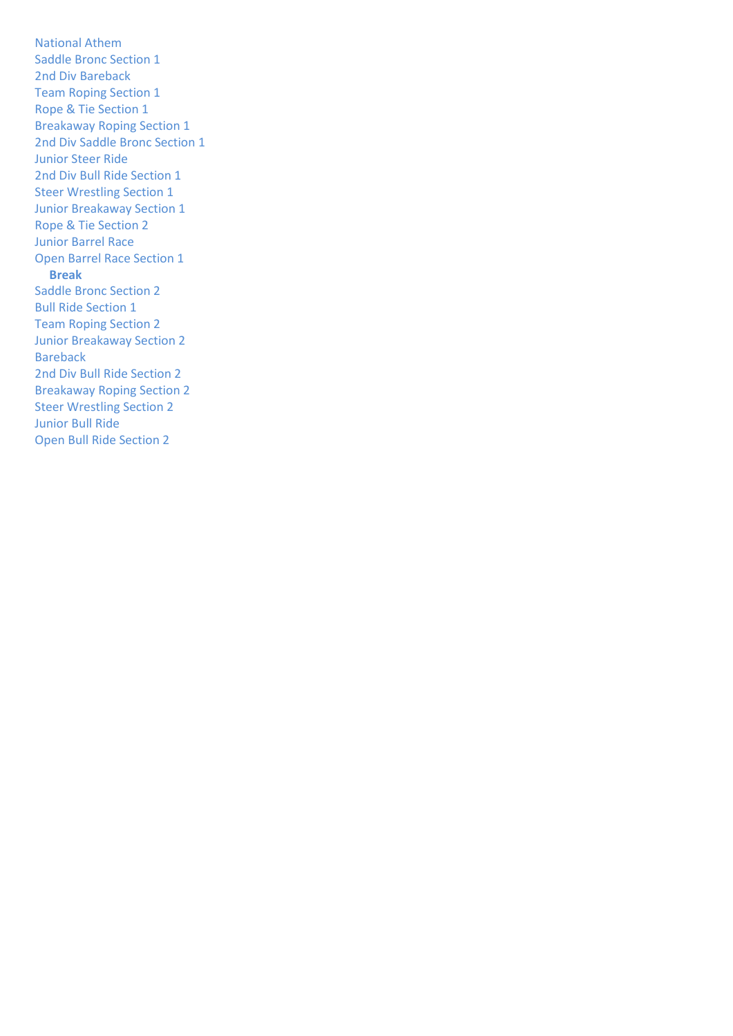National Athem
Saddle Bronc Section 1
2nd Div Bareback
Team Roping Section 1
Rope & Tie Section 1
Breakaway Roping Section 1
2nd Div Saddle Bronc Section 1
Junior Steer Ride
2nd Div Bull Ride Section 1
Steer Wrestling Section 1
Junior Breakaway Section 1
Rope & Tie Section 2
Junior Barrel Race
Open Barrel Race Section 1

**Break**

Saddle Bronc Section 2
Bull Ride Section 1
Team Roping Section 2
Junior Breakaway Section 2
Bareback
2nd Div Bull Ride Section 2
Breakaway Roping Section 2
Steer Wrestling Section 2
Junior Bull Ride
Open Bull Ride Section 2